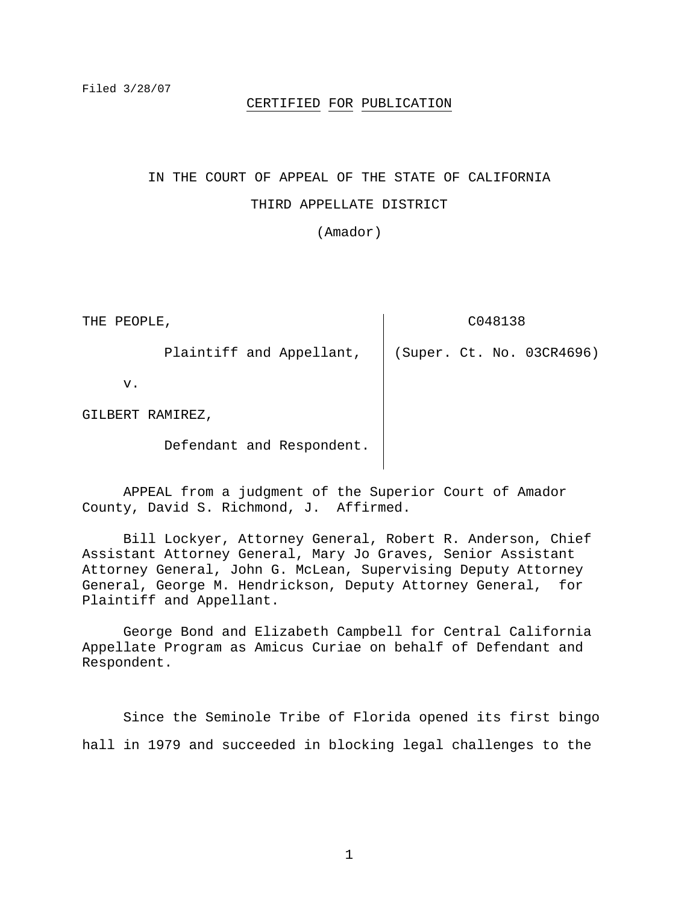Filed 3/28/07

**CERTIFIED FOR PUBLICATION**

IN THE COURT OF APPEAL OF THE STATE OF CALIFORNIA

THIRD APPELLATE DISTRICT

(Amador)

| | |
|---|---|
| THE PEOPLE, | C048138 |
| Plaintiff and Appellant, | (Super. Ct. No. 03CR4696) |
| v. | |
| GILBERT RAMIREZ, | |
| Defendant and Respondent. | |

APPEAL from a judgment of the Superior Court of Amador County, David S. Richmond, J. Affirmed.

Bill Lockyer, Attorney General, Robert R. Anderson, Chief Assistant Attorney General, Mary Jo Graves, Senior Assistant Attorney General, John G. McLean, Supervising Deputy Attorney General, George M. Hendrickson, Deputy Attorney General, for Plaintiff and Appellant.

George Bond and Elizabeth Campbell for Central California Appellate Program as Amicus Curiae on behalf of Defendant and Respondent.

Since the Seminole Tribe of Florida opened its first bingo hall in 1979 and succeeded in blocking legal challenges to the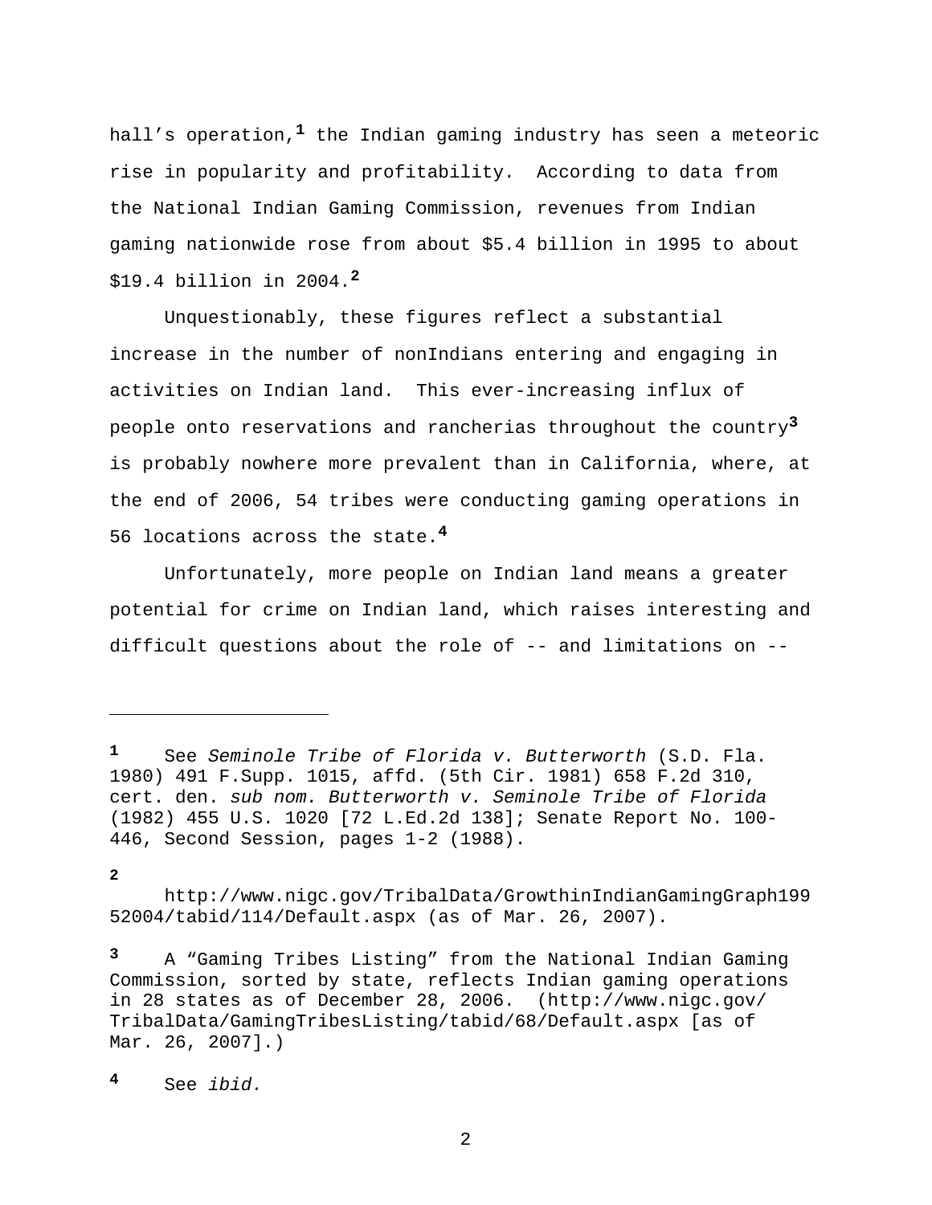hall's operation,[1] the Indian gaming industry has seen a meteoric rise in popularity and profitability. According to data from the National Indian Gaming Commission, revenues from Indian gaming nationwide rose from about $5.4 billion in 1995 to about $19.4 billion in 2004.[2]

Unquestionably, these figures reflect a substantial increase in the number of nonIndians entering and engaging in activities on Indian land. This ever-increasing influx of people onto reservations and rancherias throughout the country[3] is probably nowhere more prevalent than in California, where, at the end of 2006, 54 tribes were conducting gaming operations in 56 locations across the state.[4]

Unfortunately, more people on Indian land means a greater potential for crime on Indian land, which raises interesting and difficult questions about the role of -- and limitations on --

---

[1] See *Seminole Tribe of Florida v. Butterworth* (S.D. Fla. 1980) 491 F.Supp. 1015, affd. (5th Cir. 1981) 658 F.2d 310, cert. den. *sub nom. Butterworth v. Seminole Tribe of Florida* (1982) 455 U.S. 1020 [72 L.Ed.2d 138]; Senate Report No. 100-446, Second Session, pages 1-2 (1988).

[2] http://www.nigc.gov/TribalData/GrowthinIndianGamingGraph19952004/tabid/114/Default.aspx (as of Mar. 26, 2007).

[3] A "Gaming Tribes Listing" from the National Indian Gaming Commission, sorted by state, reflects Indian gaming operations in 28 states as of December 28, 2006. (http://www.nigc.gov/TribalData/GamingTribesListing/tabid/68/Default.aspx [as of Mar. 26, 2007].)

[4] See *ibid.*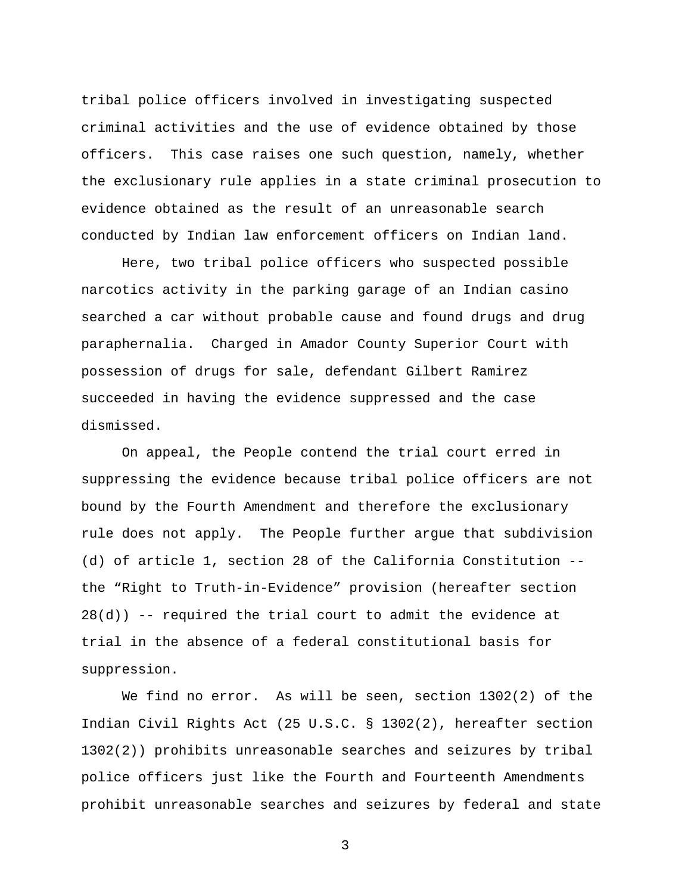tribal police officers involved in investigating suspected criminal activities and the use of evidence obtained by those officers. This case raises one such question, namely, whether the exclusionary rule applies in a state criminal prosecution to evidence obtained as the result of an unreasonable search conducted by Indian law enforcement officers on Indian land.

Here, two tribal police officers who suspected possible narcotics activity in the parking garage of an Indian casino searched a car without probable cause and found drugs and drug paraphernalia. Charged in Amador County Superior Court with possession of drugs for sale, defendant Gilbert Ramirez succeeded in having the evidence suppressed and the case dismissed.

On appeal, the People contend the trial court erred in suppressing the evidence because tribal police officers are not bound by the Fourth Amendment and therefore the exclusionary rule does not apply. The People further argue that subdivision (d) of article 1, section 28 of the California Constitution -- the “Right to Truth-in-Evidence” provision (hereafter section 28(d)) -- required the trial court to admit the evidence at trial in the absence of a federal constitutional basis for suppression.

We find no error. As will be seen, section 1302(2) of the Indian Civil Rights Act (25 U.S.C. § 1302(2), hereafter section 1302(2)) prohibits unreasonable searches and seizures by tribal police officers just like the Fourth and Fourteenth Amendments prohibit unreasonable searches and seizures by federal and state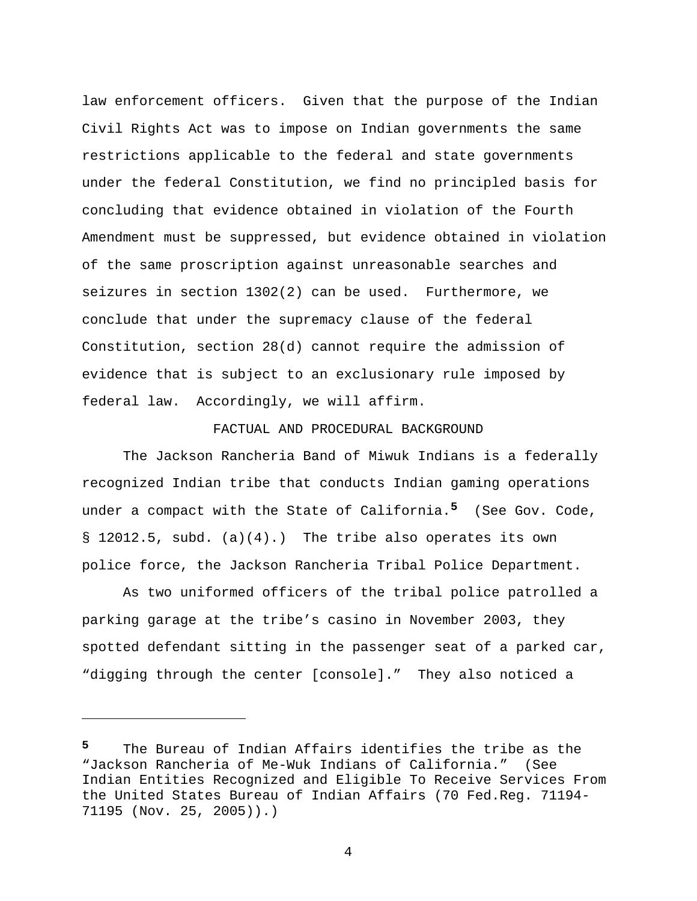law enforcement officers. Given that the purpose of the Indian Civil Rights Act was to impose on Indian governments the same restrictions applicable to the federal and state governments under the federal Constitution, we find no principled basis for concluding that evidence obtained in violation of the Fourth Amendment must be suppressed, but evidence obtained in violation of the same proscription against unreasonable searches and seizures in section 1302(2) can be used. Furthermore, we conclude that under the supremacy clause of the federal Constitution, section 28(d) cannot require the admission of evidence that is subject to an exclusionary rule imposed by federal law. Accordingly, we will affirm.

## FACTUAL AND PROCEDURAL BACKGROUND

The Jackson Rancheria Band of Miwuk Indians is a federally recognized Indian tribe that conducts Indian gaming operations under a compact with the State of California.[5] (See Gov. Code, § 12012.5, subd. (a)(4).) The tribe also operates its own police force, the Jackson Rancheria Tribal Police Department.

As two uniformed officers of the tribal police patrolled a parking garage at the tribe's casino in November 2003, they spotted defendant sitting in the passenger seat of a parked car, "digging through the center [console]." They also noticed a

---

[5] The Bureau of Indian Affairs identifies the tribe as the "Jackson Rancheria of Me-Wuk Indians of California." (See Indian Entities Recognized and Eligible To Receive Services From the United States Bureau of Indian Affairs (70 Fed.Reg. 71194-71195 (Nov. 25, 2005)).)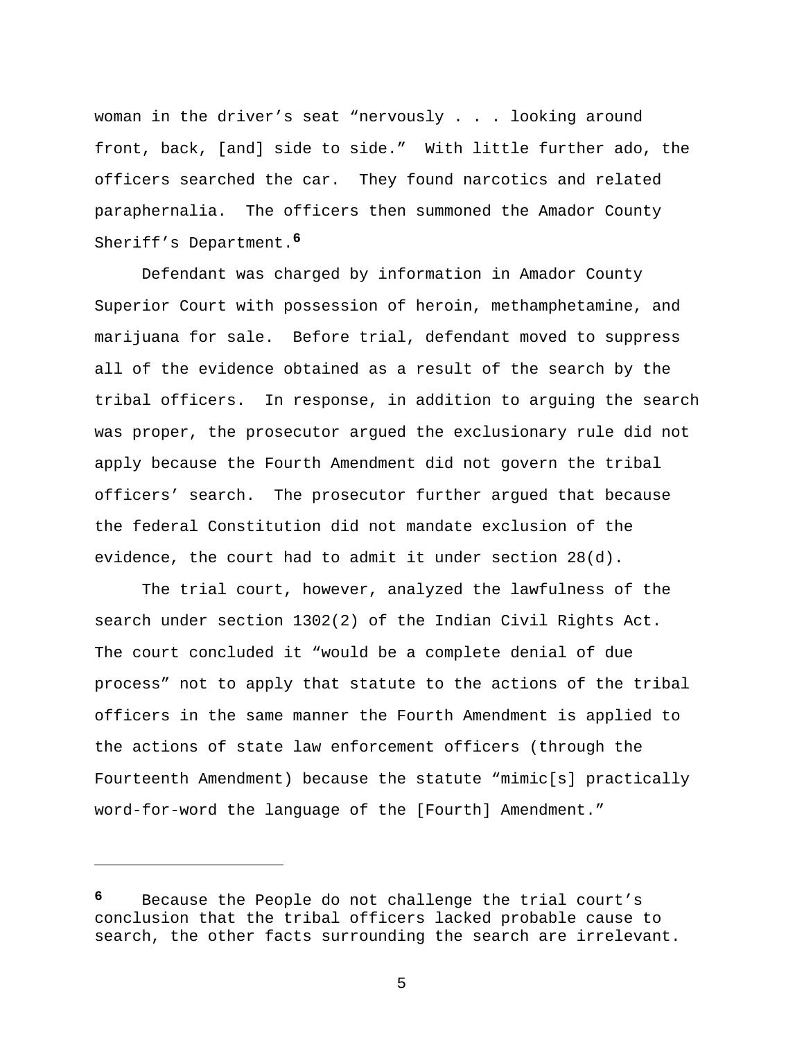woman in the driver's seat "nervously . . . looking around front, back, [and] side to side." With little further ado, the officers searched the car. They found narcotics and related paraphernalia. The officers then summoned the Amador County Sheriff's Department.[6]

Defendant was charged by information in Amador County Superior Court with possession of heroin, methamphetamine, and marijuana for sale. Before trial, defendant moved to suppress all of the evidence obtained as a result of the search by the tribal officers. In response, in addition to arguing the search was proper, the prosecutor argued the exclusionary rule did not apply because the Fourth Amendment did not govern the tribal officers' search. The prosecutor further argued that because the federal Constitution did not mandate exclusion of the evidence, the court had to admit it under section 28(d).

The trial court, however, analyzed the lawfulness of the search under section 1302(2) of the Indian Civil Rights Act. The court concluded it "would be a complete denial of due process" not to apply that statute to the actions of the tribal officers in the same manner the Fourth Amendment is applied to the actions of state law enforcement officers (through the Fourteenth Amendment) because the statute "mimic[s] practically word-for-word the language of the [Fourth] Amendment."

---

[6] Because the People do not challenge the trial court's conclusion that the tribal officers lacked probable cause to search, the other facts surrounding the search are irrelevant.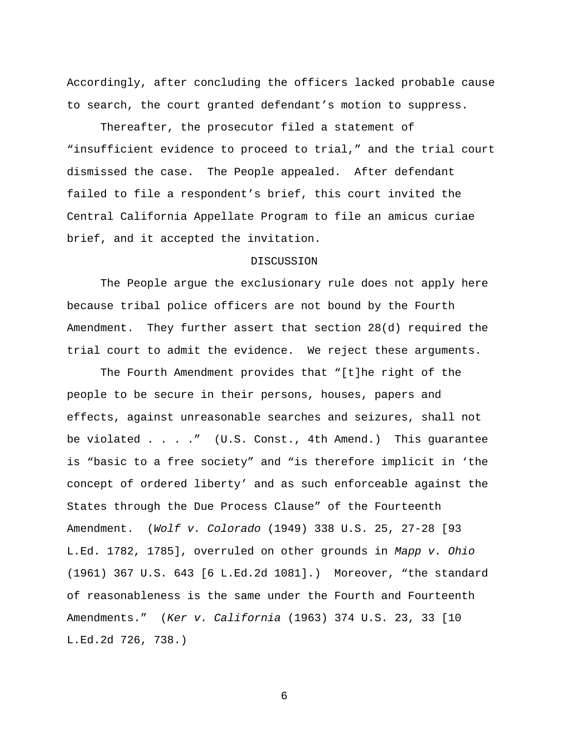Accordingly, after concluding the officers lacked probable cause to search, the court granted defendant's motion to suppress.

Thereafter, the prosecutor filed a statement of "insufficient evidence to proceed to trial," and the trial court dismissed the case. The People appealed. After defendant failed to file a respondent's brief, this court invited the Central California Appellate Program to file an amicus curiae brief, and it accepted the invitation.

DISCUSSION

The People argue the exclusionary rule does not apply here because tribal police officers are not bound by the Fourth Amendment. They further assert that section 28(d) required the trial court to admit the evidence. We reject these arguments.

The Fourth Amendment provides that "[t]he right of the people to be secure in their persons, houses, papers and effects, against unreasonable searches and seizures, shall not be violated . . . ." (U.S. Const., 4th Amend.) This guarantee is "basic to a free society" and "is therefore implicit in 'the concept of ordered liberty' and as such enforceable against the States through the Due Process Clause" of the Fourteenth Amendment. (*Wolf v. Colorado* (1949) 338 U.S. 25, 27-28 [93 L.Ed. 1782, 1785], overruled on other grounds in *Mapp v. Ohio* (1961) 367 U.S. 643 [6 L.Ed.2d 1081].) Moreover, "the standard of reasonableness is the same under the Fourth and Fourteenth Amendments." (*Ker v. California* (1963) 374 U.S. 23, 33 [10 L.Ed.2d 726, 738.)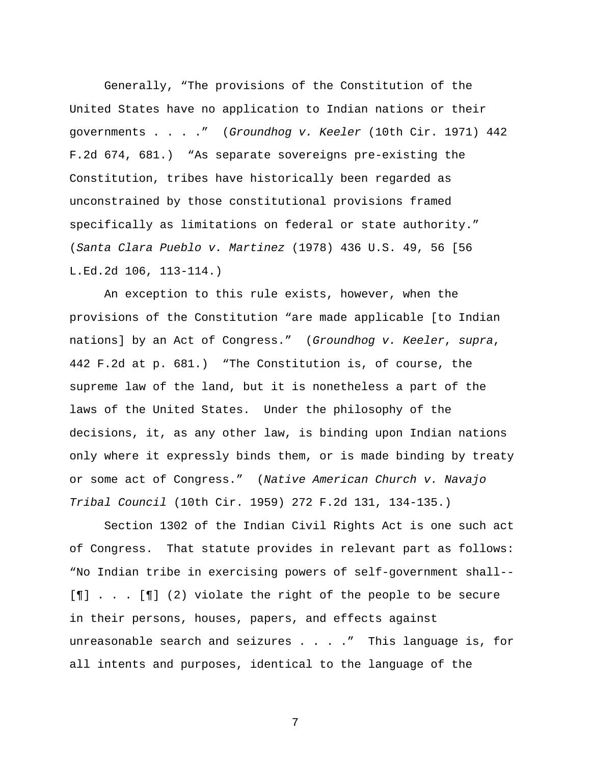Generally, "The provisions of the Constitution of the United States have no application to Indian nations or their governments . . . ." (*Groundhog v. Keeler* (10th Cir. 1971) 442 F.2d 674, 681.) "As separate sovereigns pre-existing the Constitution, tribes have historically been regarded as unconstrained by those constitutional provisions framed specifically as limitations on federal or state authority." (*Santa Clara Pueblo v. Martinez* (1978) 436 U.S. 49, 56 [56 L.Ed.2d 106, 113-114.)

An exception to this rule exists, however, when the provisions of the Constitution "are made applicable [to Indian nations] by an Act of Congress." (*Groundhog v. Keeler*, *supra*, 442 F.2d at p. 681.) "The Constitution is, of course, the supreme law of the land, but it is nonetheless a part of the laws of the United States. Under the philosophy of the decisions, it, as any other law, is binding upon Indian nations only where it expressly binds them, or is made binding by treaty or some act of Congress." (*Native American Church v. Navajo Tribal Council* (10th Cir. 1959) 272 F.2d 131, 134-135.)

Section 1302 of the Indian Civil Rights Act is one such act of Congress. That statute provides in relevant part as follows: "No Indian tribe in exercising powers of self-government shall-- [¶] . . . [¶] (2) violate the right of the people to be secure in their persons, houses, papers, and effects against unreasonable search and seizures . . . ." This language is, for all intents and purposes, identical to the language of the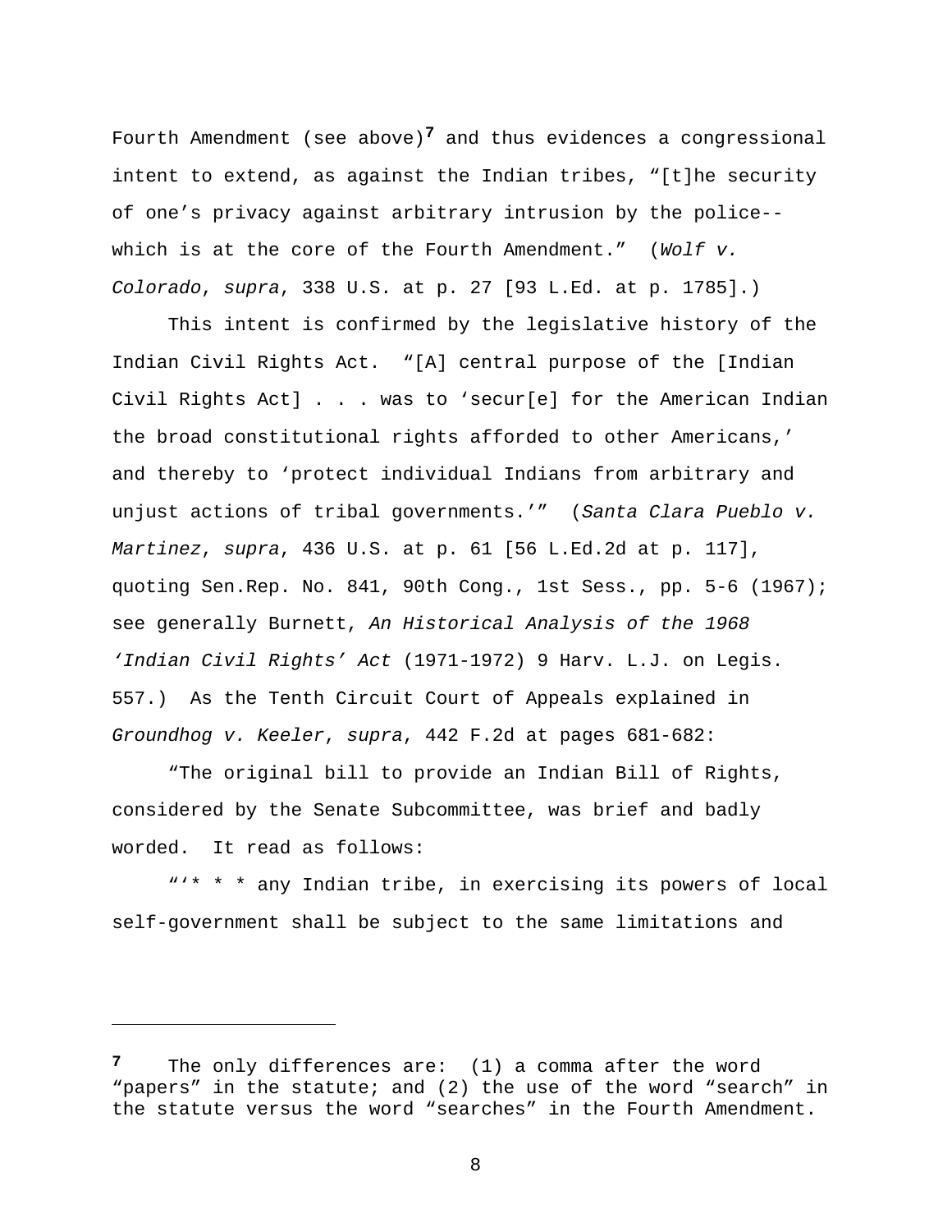Fourth Amendment (see above)[7] and thus evidences a congressional intent to extend, as against the Indian tribes, "[t]he security of one's privacy against arbitrary intrusion by the police--which is at the core of the Fourth Amendment." (*Wolf v. Colorado*, *supra*, 338 U.S. at p. 27 [93 L.Ed. at p. 1785].)

This intent is confirmed by the legislative history of the Indian Civil Rights Act. "[A] central purpose of the [Indian Civil Rights Act] . . . was to 'secur[e] for the American Indian the broad constitutional rights afforded to other Americans,' and thereby to 'protect individual Indians from arbitrary and unjust actions of tribal governments.'" (*Santa Clara Pueblo v. Martinez*, *supra*, 436 U.S. at p. 61 [56 L.Ed.2d at p. 117], quoting Sen.Rep. No. 841, 90th Cong., 1st Sess., pp. 5-6 (1967); see generally Burnett, *An Historical Analysis of the 1968 'Indian Civil Rights' Act* (1971-1972) 9 Harv. L.J. on Legis. 557.) As the Tenth Circuit Court of Appeals explained in *Groundhog v. Keeler*, *supra*, 442 F.2d at pages 681-682:

"The original bill to provide an Indian Bill of Rights, considered by the Senate Subcommittee, was brief and badly worded. It read as follows:

"'* * * any Indian tribe, in exercising its powers of local self-government shall be subject to the same limitations and

---

[7] The only differences are: (1) a comma after the word "papers" in the statute; and (2) the use of the word "search" in the statute versus the word "searches" in the Fourth Amendment.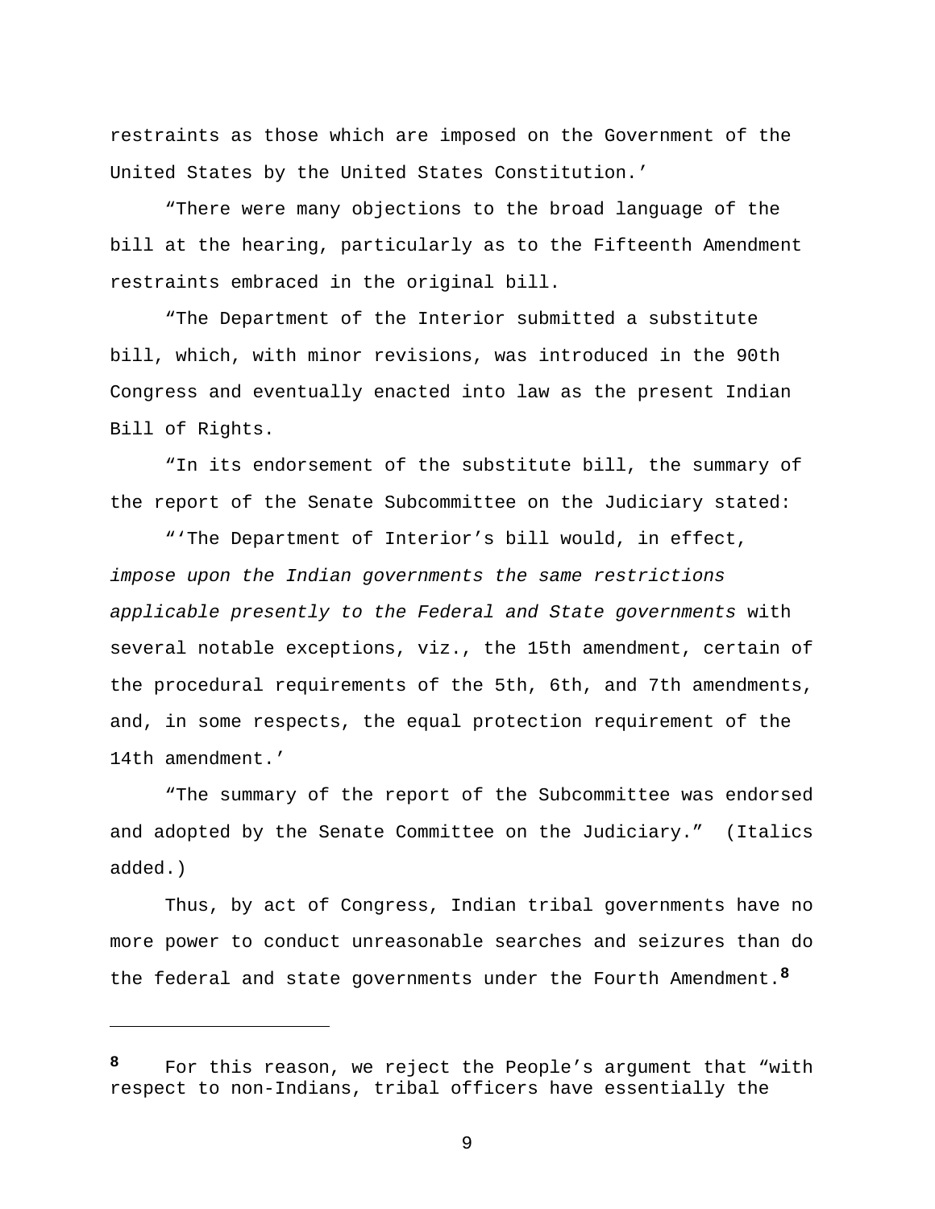restraints as those which are imposed on the Government of the United States by the United States Constitution.'

"There were many objections to the broad language of the bill at the hearing, particularly as to the Fifteenth Amendment restraints embraced in the original bill.

"The Department of the Interior submitted a substitute bill, which, with minor revisions, was introduced in the 90th Congress and eventually enacted into law as the present Indian Bill of Rights.

"In its endorsement of the substitute bill, the summary of the report of the Senate Subcommittee on the Judiciary stated:

"'The Department of Interior's bill would, in effect, *impose upon the Indian governments the same restrictions applicable presently to the Federal and State governments* with several notable exceptions, viz., the 15th amendment, certain of the procedural requirements of the 5th, 6th, and 7th amendments, and, in some respects, the equal protection requirement of the 14th amendment.'

"The summary of the report of the Subcommittee was endorsed and adopted by the Senate Committee on the Judiciary." (Italics added.)

Thus, by act of Congress, Indian tribal governments have no more power to conduct unreasonable searches and seizures than do the federal and state governments under the Fourth Amendment.[8]

---

[8] For this reason, we reject the People's argument that "with respect to non-Indians, tribal officers have essentially the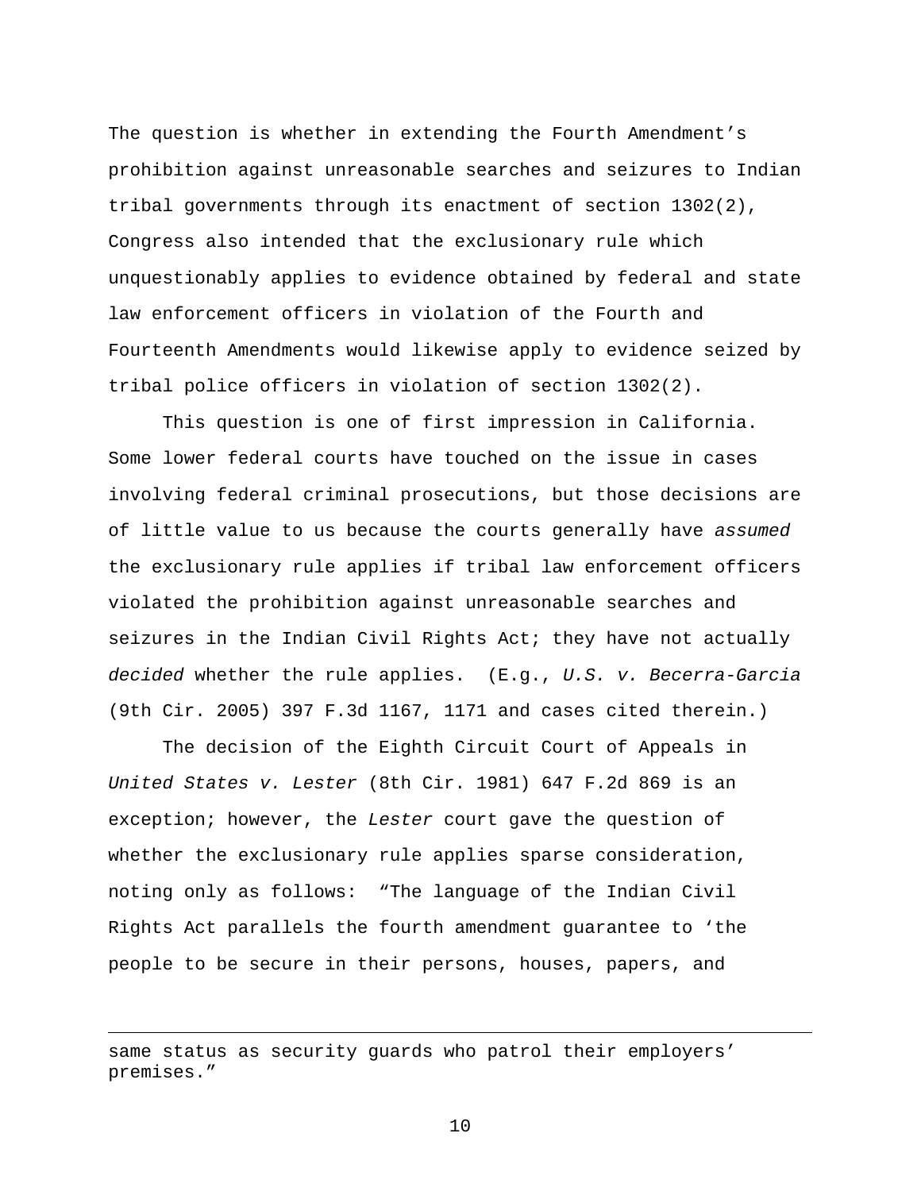The question is whether in extending the Fourth Amendment's prohibition against unreasonable searches and seizures to Indian tribal governments through its enactment of section 1302(2), Congress also intended that the exclusionary rule which unquestionably applies to evidence obtained by federal and state law enforcement officers in violation of the Fourth and Fourteenth Amendments would likewise apply to evidence seized by tribal police officers in violation of section 1302(2).

This question is one of first impression in California. Some lower federal courts have touched on the issue in cases involving federal criminal prosecutions, but those decisions are of little value to us because the courts generally have *assumed* the exclusionary rule applies if tribal law enforcement officers violated the prohibition against unreasonable searches and seizures in the Indian Civil Rights Act; they have not actually *decided* whether the rule applies. (E.g., *U.S. v. Becerra-Garcia* (9th Cir. 2005) 397 F.3d 1167, 1171 and cases cited therein.)

The decision of the Eighth Circuit Court of Appeals in *United States v. Lester* (8th Cir. 1981) 647 F.2d 869 is an exception; however, the *Lester* court gave the question of whether the exclusionary rule applies sparse consideration, noting only as follows: "The language of the Indian Civil Rights Act parallels the fourth amendment guarantee to 'the people to be secure in their persons, houses, papers, and

---

same status as security guards who patrol their employers' premises."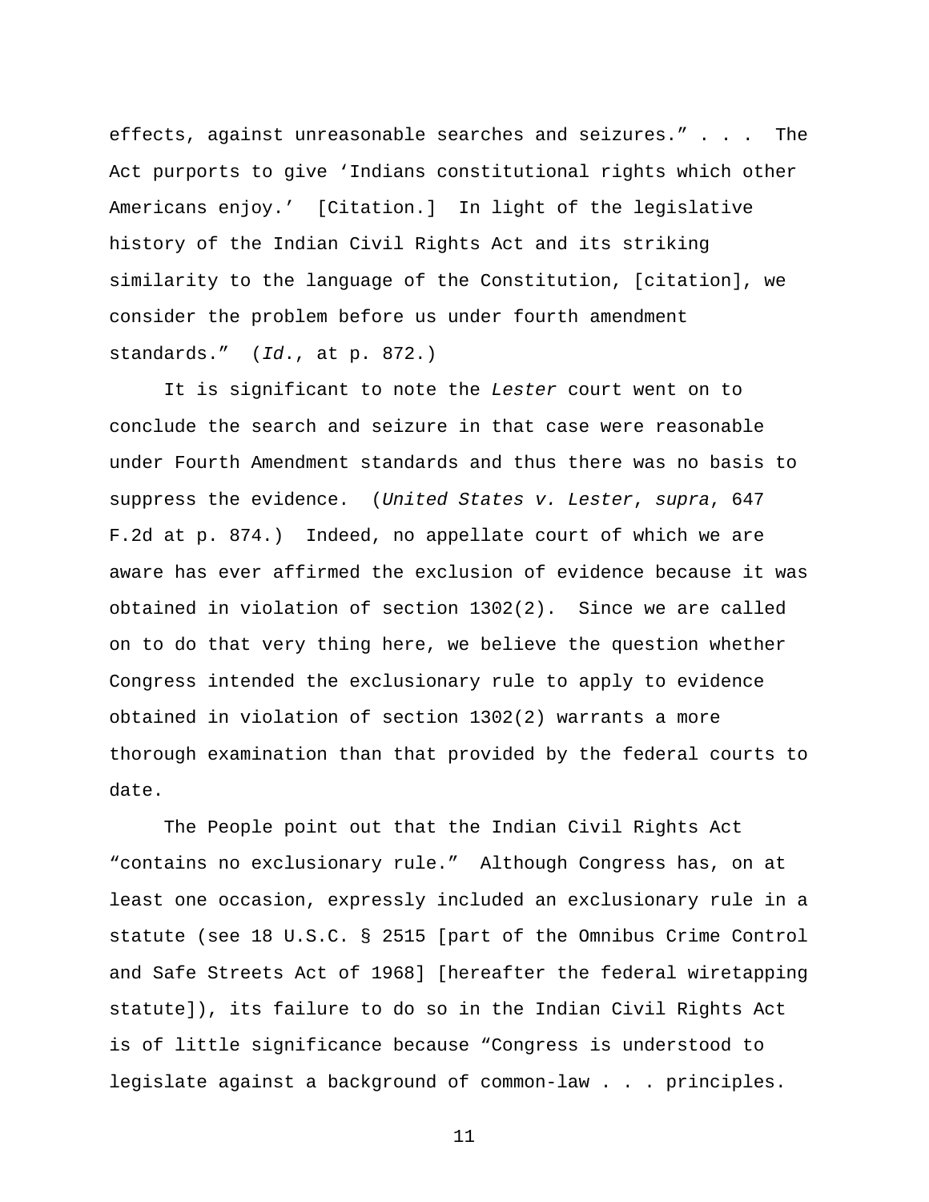effects, against unreasonable searches and seizures." . . . The Act purports to give 'Indians constitutional rights which other Americans enjoy.' [Citation.] In light of the legislative history of the Indian Civil Rights Act and its striking similarity to the language of the Constitution, [citation], we consider the problem before us under fourth amendment standards." (*Id*., at p. 872.)

It is significant to note the *Lester* court went on to conclude the search and seizure in that case were reasonable under Fourth Amendment standards and thus there was no basis to suppress the evidence. (*United States v. Lester*, *supra*, 647 F.2d at p. 874.) Indeed, no appellate court of which we are aware has ever affirmed the exclusion of evidence because it was obtained in violation of section 1302(2). Since we are called on to do that very thing here, we believe the question whether Congress intended the exclusionary rule to apply to evidence obtained in violation of section 1302(2) warrants a more thorough examination than that provided by the federal courts to date.

The People point out that the Indian Civil Rights Act "contains no exclusionary rule." Although Congress has, on at least one occasion, expressly included an exclusionary rule in a statute (see 18 U.S.C. § 2515 [part of the Omnibus Crime Control and Safe Streets Act of 1968] [hereafter the federal wiretapping statute]), its failure to do so in the Indian Civil Rights Act is of little significance because "Congress is understood to legislate against a background of common-law . . . principles.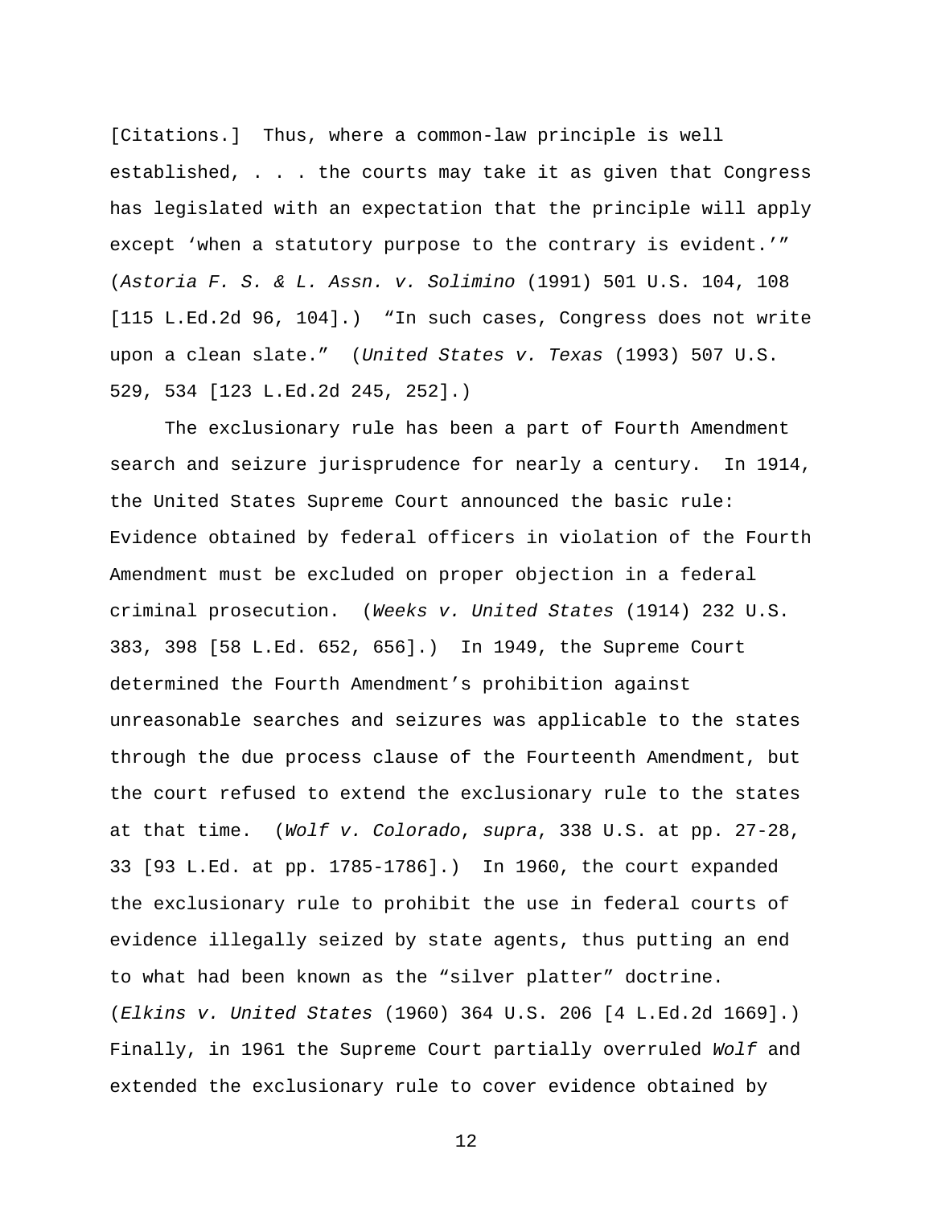[Citations.] Thus, where a common-law principle is well established, . . . the courts may take it as given that Congress has legislated with an expectation that the principle will apply except 'when a statutory purpose to the contrary is evident.'" (*Astoria F. S. & L. Assn. v. Solimino* (1991) 501 U.S. 104, 108 [115 L.Ed.2d 96, 104].) "In such cases, Congress does not write upon a clean slate." (*United States v. Texas* (1993) 507 U.S. 529, 534 [123 L.Ed.2d 245, 252].)

The exclusionary rule has been a part of Fourth Amendment search and seizure jurisprudence for nearly a century. In 1914, the United States Supreme Court announced the basic rule: Evidence obtained by federal officers in violation of the Fourth Amendment must be excluded on proper objection in a federal criminal prosecution. (*Weeks v. United States* (1914) 232 U.S. 383, 398 [58 L.Ed. 652, 656].) In 1949, the Supreme Court determined the Fourth Amendment's prohibition against unreasonable searches and seizures was applicable to the states through the due process clause of the Fourteenth Amendment, but the court refused to extend the exclusionary rule to the states at that time. (*Wolf v. Colorado*, *supra*, 338 U.S. at pp. 27-28, 33 [93 L.Ed. at pp. 1785-1786].) In 1960, the court expanded the exclusionary rule to prohibit the use in federal courts of evidence illegally seized by state agents, thus putting an end to what had been known as the "silver platter" doctrine. (*Elkins v. United States* (1960) 364 U.S. 206 [4 L.Ed.2d 1669].) Finally, in 1961 the Supreme Court partially overruled *Wolf* and extended the exclusionary rule to cover evidence obtained by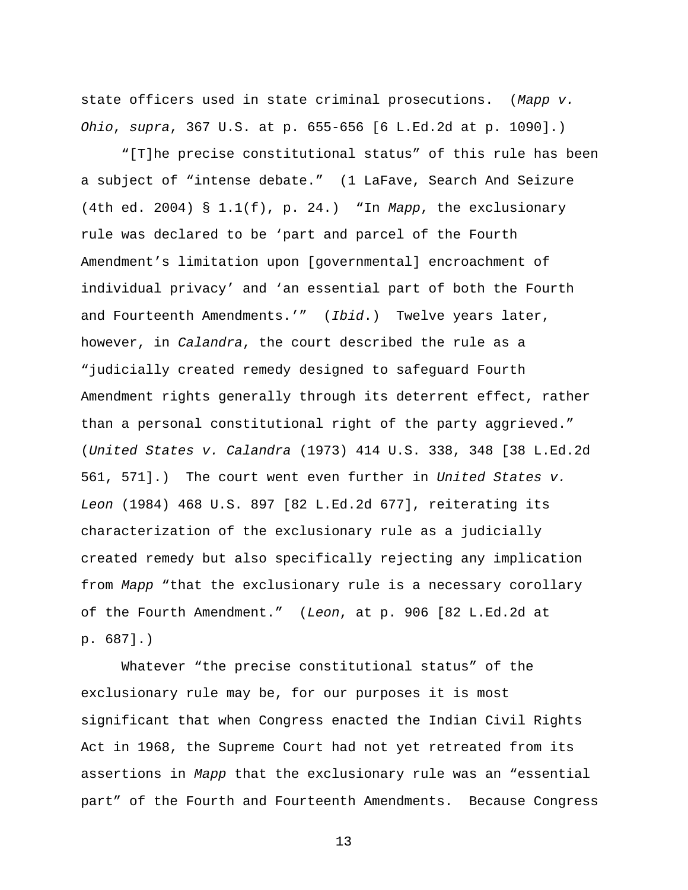state officers used in state criminal prosecutions. (*Mapp v. Ohio*, *supra*, 367 U.S. at p. 655-656 [6 L.Ed.2d at p. 1090].)

"[T]he precise constitutional status" of this rule has been a subject of "intense debate." (1 LaFave, Search And Seizure (4th ed. 2004) § 1.1(f), p. 24.) "In *Mapp*, the exclusionary rule was declared to be 'part and parcel of the Fourth Amendment's limitation upon [governmental] encroachment of individual privacy' and 'an essential part of both the Fourth and Fourteenth Amendments.'" (*Ibid*.) Twelve years later, however, in *Calandra*, the court described the rule as a "judicially created remedy designed to safeguard Fourth Amendment rights generally through its deterrent effect, rather than a personal constitutional right of the party aggrieved." (*United States v. Calandra* (1973) 414 U.S. 338, 348 [38 L.Ed.2d 561, 571].) The court went even further in *United States v. Leon* (1984) 468 U.S. 897 [82 L.Ed.2d 677], reiterating its characterization of the exclusionary rule as a judicially created remedy but also specifically rejecting any implication from *Mapp* "that the exclusionary rule is a necessary corollary of the Fourth Amendment." (*Leon*, at p. 906 [82 L.Ed.2d at p. 687].)

Whatever "the precise constitutional status" of the exclusionary rule may be, for our purposes it is most significant that when Congress enacted the Indian Civil Rights Act in 1968, the Supreme Court had not yet retreated from its assertions in *Mapp* that the exclusionary rule was an "essential part" of the Fourth and Fourteenth Amendments. Because Congress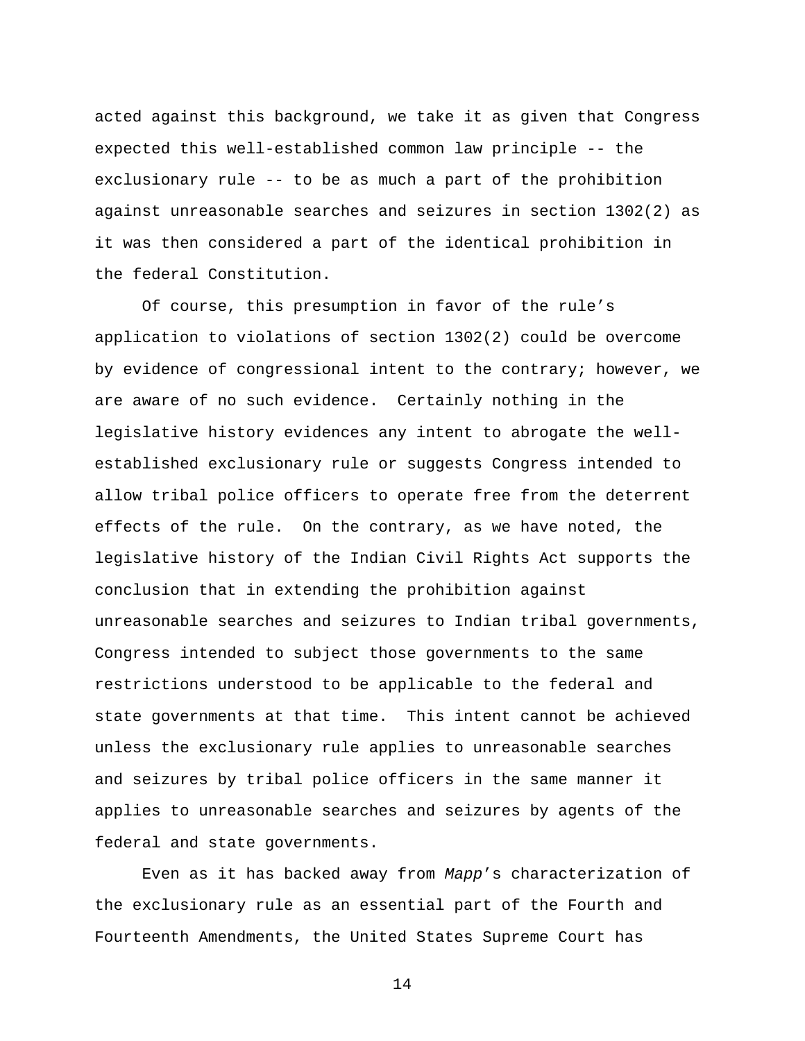acted against this background, we take it as given that Congress expected this well-established common law principle -- the exclusionary rule -- to be as much a part of the prohibition against unreasonable searches and seizures in section 1302(2) as it was then considered a part of the identical prohibition in the federal Constitution.

Of course, this presumption in favor of the rule's application to violations of section 1302(2) could be overcome by evidence of congressional intent to the contrary; however, we are aware of no such evidence. Certainly nothing in the legislative history evidences any intent to abrogate the well-established exclusionary rule or suggests Congress intended to allow tribal police officers to operate free from the deterrent effects of the rule. On the contrary, as we have noted, the legislative history of the Indian Civil Rights Act supports the conclusion that in extending the prohibition against unreasonable searches and seizures to Indian tribal governments, Congress intended to subject those governments to the same restrictions understood to be applicable to the federal and state governments at that time. This intent cannot be achieved unless the exclusionary rule applies to unreasonable searches and seizures by tribal police officers in the same manner it applies to unreasonable searches and seizures by agents of the federal and state governments.

Even as it has backed away from *Mapp*'s characterization of the exclusionary rule as an essential part of the Fourth and Fourteenth Amendments, the United States Supreme Court has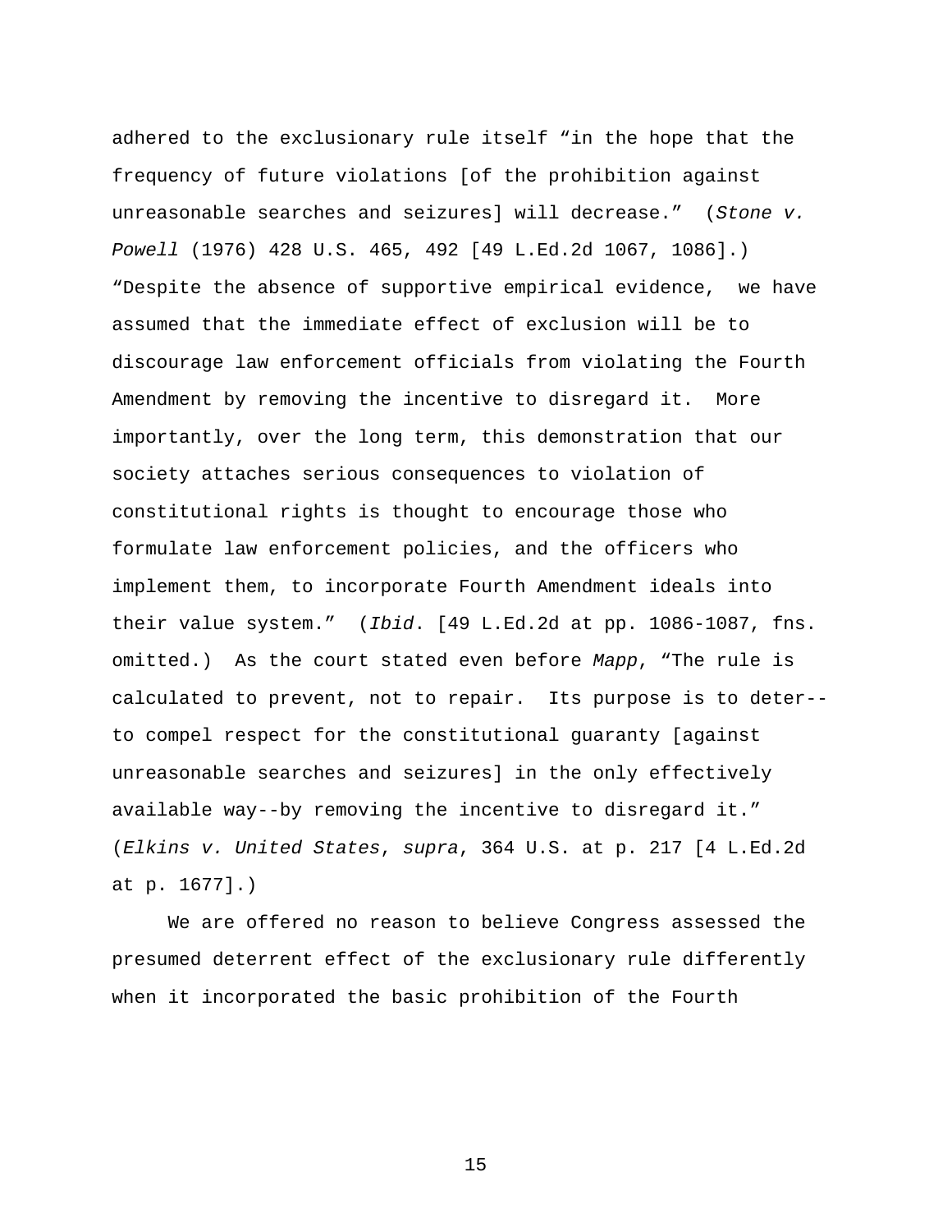adhered to the exclusionary rule itself "in the hope that the frequency of future violations [of the prohibition against unreasonable searches and seizures] will decrease." (*Stone v. Powell* (1976) 428 U.S. 465, 492 [49 L.Ed.2d 1067, 1086].) "Despite the absence of supportive empirical evidence, we have assumed that the immediate effect of exclusion will be to discourage law enforcement officials from violating the Fourth Amendment by removing the incentive to disregard it. More importantly, over the long term, this demonstration that our society attaches serious consequences to violation of constitutional rights is thought to encourage those who formulate law enforcement policies, and the officers who implement them, to incorporate Fourth Amendment ideals into their value system." (*Ibid*. [49 L.Ed.2d at pp. 1086-1087, fns. omitted.) As the court stated even before *Mapp*, "The rule is calculated to prevent, not to repair. Its purpose is to deter--to compel respect for the constitutional guaranty [against unreasonable searches and seizures] in the only effectively available way--by removing the incentive to disregard it." (*Elkins v. United States*, *supra*, 364 U.S. at p. 217 [4 L.Ed.2d at p. 1677].)

We are offered no reason to believe Congress assessed the presumed deterrent effect of the exclusionary rule differently when it incorporated the basic prohibition of the Fourth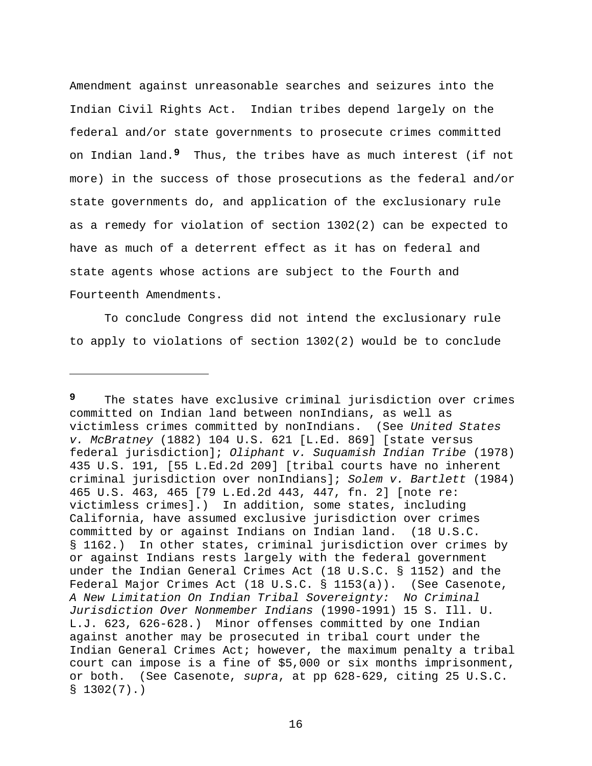Amendment against unreasonable searches and seizures into the Indian Civil Rights Act. Indian tribes depend largely on the federal and/or state governments to prosecute crimes committed on Indian land.[9] Thus, the tribes have as much interest (if not more) in the success of those prosecutions as the federal and/or state governments do, and application of the exclusionary rule as a remedy for violation of section 1302(2) can be expected to have as much of a deterrent effect as it has on federal and state agents whose actions are subject to the Fourth and Fourteenth Amendments.

To conclude Congress did not intend the exclusionary rule to apply to violations of section 1302(2) would be to conclude

---

[9] The states have exclusive criminal jurisdiction over crimes committed on Indian land between nonIndians, as well as victimless crimes committed by nonIndians. (See *United States v. McBratney* (1882) 104 U.S. 621 [L.Ed. 869] [state versus federal jurisdiction]; *Oliphant v. Suquamish Indian Tribe* (1978) 435 U.S. 191, [55 L.Ed.2d 209] [tribal courts have no inherent criminal jurisdiction over nonIndians]; *Solem v. Bartlett* (1984) 465 U.S. 463, 465 [79 L.Ed.2d 443, 447, fn. 2] [note re: victimless crimes].) In addition, some states, including California, have assumed exclusive jurisdiction over crimes committed by or against Indians on Indian land. (18 U.S.C. § 1162.) In other states, criminal jurisdiction over crimes by or against Indians rests largely with the federal government under the Indian General Crimes Act (18 U.S.C. § 1152) and the Federal Major Crimes Act (18 U.S.C. § 1153(a)). (See Casenote, *A New Limitation On Indian Tribal Sovereignty: No Criminal Jurisdiction Over Nonmember Indians* (1990-1991) 15 S. Ill. U. L.J. 623, 626-628.) Minor offenses committed by one Indian against another may be prosecuted in tribal court under the Indian General Crimes Act; however, the maximum penalty a tribal court can impose is a fine of $5,000 or six months imprisonment, or both. (See Casenote, *supra*, at pp 628-629, citing 25 U.S.C. § 1302(7).)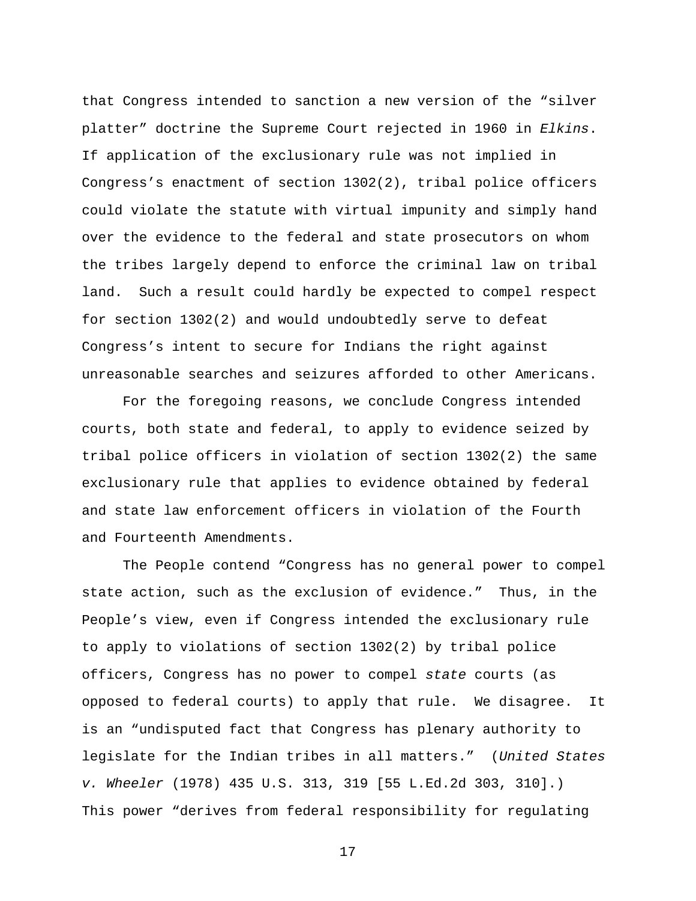that Congress intended to sanction a new version of the "silver platter" doctrine the Supreme Court rejected in 1960 in *Elkins*. If application of the exclusionary rule was not implied in Congress's enactment of section 1302(2), tribal police officers could violate the statute with virtual impunity and simply hand over the evidence to the federal and state prosecutors on whom the tribes largely depend to enforce the criminal law on tribal land. Such a result could hardly be expected to compel respect for section 1302(2) and would undoubtedly serve to defeat Congress's intent to secure for Indians the right against unreasonable searches and seizures afforded to other Americans.

For the foregoing reasons, we conclude Congress intended courts, both state and federal, to apply to evidence seized by tribal police officers in violation of section 1302(2) the same exclusionary rule that applies to evidence obtained by federal and state law enforcement officers in violation of the Fourth and Fourteenth Amendments.

The People contend "Congress has no general power to compel state action, such as the exclusion of evidence." Thus, in the People's view, even if Congress intended the exclusionary rule to apply to violations of section 1302(2) by tribal police officers, Congress has no power to compel *state* courts (as opposed to federal courts) to apply that rule. We disagree. It is an "undisputed fact that Congress has plenary authority to legislate for the Indian tribes in all matters." (*United States v. Wheeler* (1978) 435 U.S. 313, 319 [55 L.Ed.2d 303, 310].) This power "derives from federal responsibility for regulating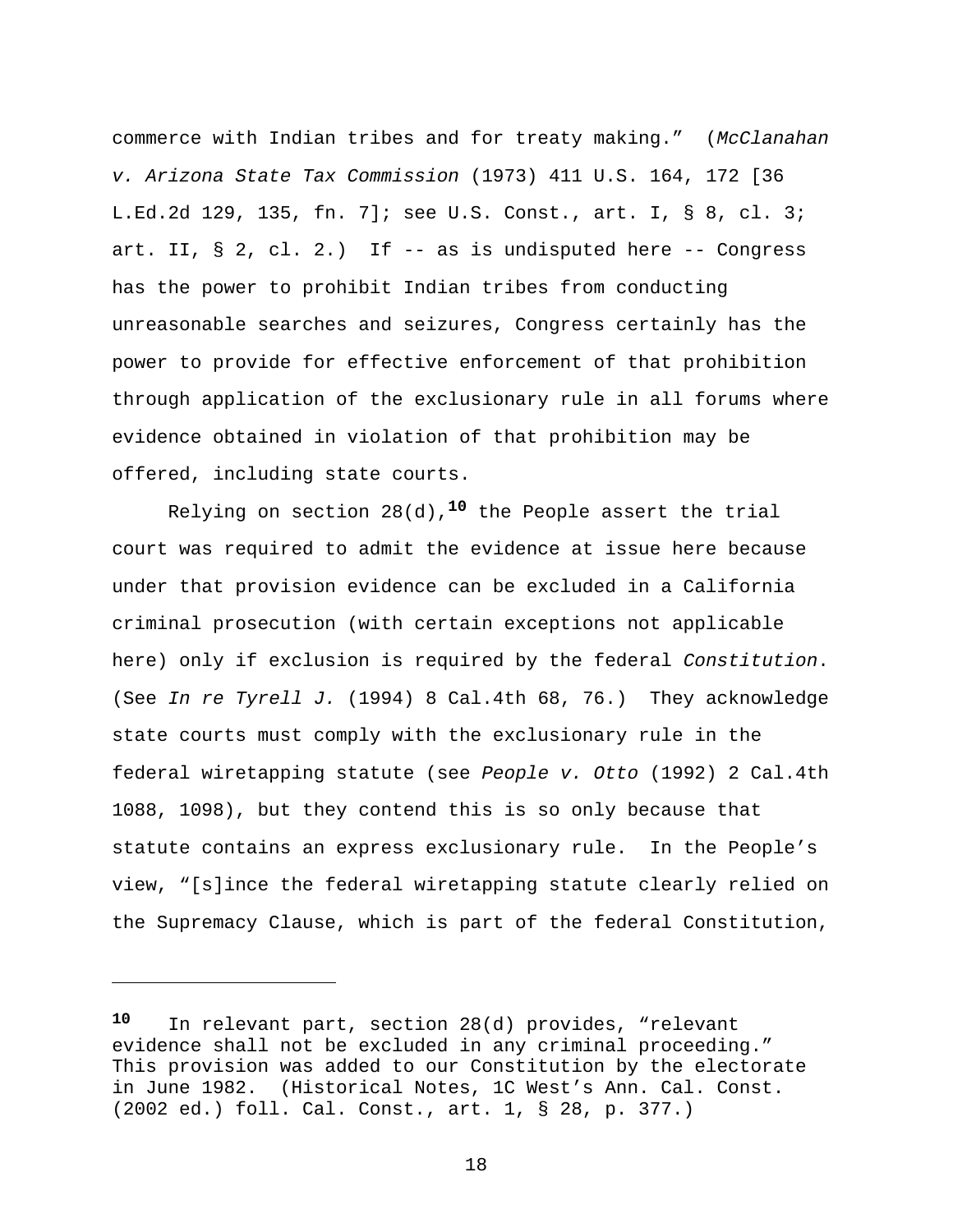commerce with Indian tribes and for treaty making." (*McClanahan v. Arizona State Tax Commission* (1973) 411 U.S. 164, 172 [36 L.Ed.2d 129, 135, fn. 7]; see U.S. Const., art. I, § 8, cl. 3; art. II, § 2, cl. 2.) If -- as is undisputed here -- Congress has the power to prohibit Indian tribes from conducting unreasonable searches and seizures, Congress certainly has the power to provide for effective enforcement of that prohibition through application of the exclusionary rule in all forums where evidence obtained in violation of that prohibition may be offered, including state courts.

Relying on section 28(d),[10] the People assert the trial court was required to admit the evidence at issue here because under that provision evidence can be excluded in a California criminal prosecution (with certain exceptions not applicable here) only if exclusion is required by the federal *Constitution*. (See *In re Tyrell J.* (1994) 8 Cal.4th 68, 76.) They acknowledge state courts must comply with the exclusionary rule in the federal wiretapping statute (see *People v. Otto* (1992) 2 Cal.4th 1088, 1098), but they contend this is so only because that statute contains an express exclusionary rule. In the People's view, "[s]ince the federal wiretapping statute clearly relied on the Supremacy Clause, which is part of the federal Constitution,

---

[10] In relevant part, section 28(d) provides, "relevant evidence shall not be excluded in any criminal proceeding." This provision was added to our Constitution by the electorate in June 1982. (Historical Notes, 1C West's Ann. Cal. Const. (2002 ed.) foll. Cal. Const., art. 1, § 28, p. 377.)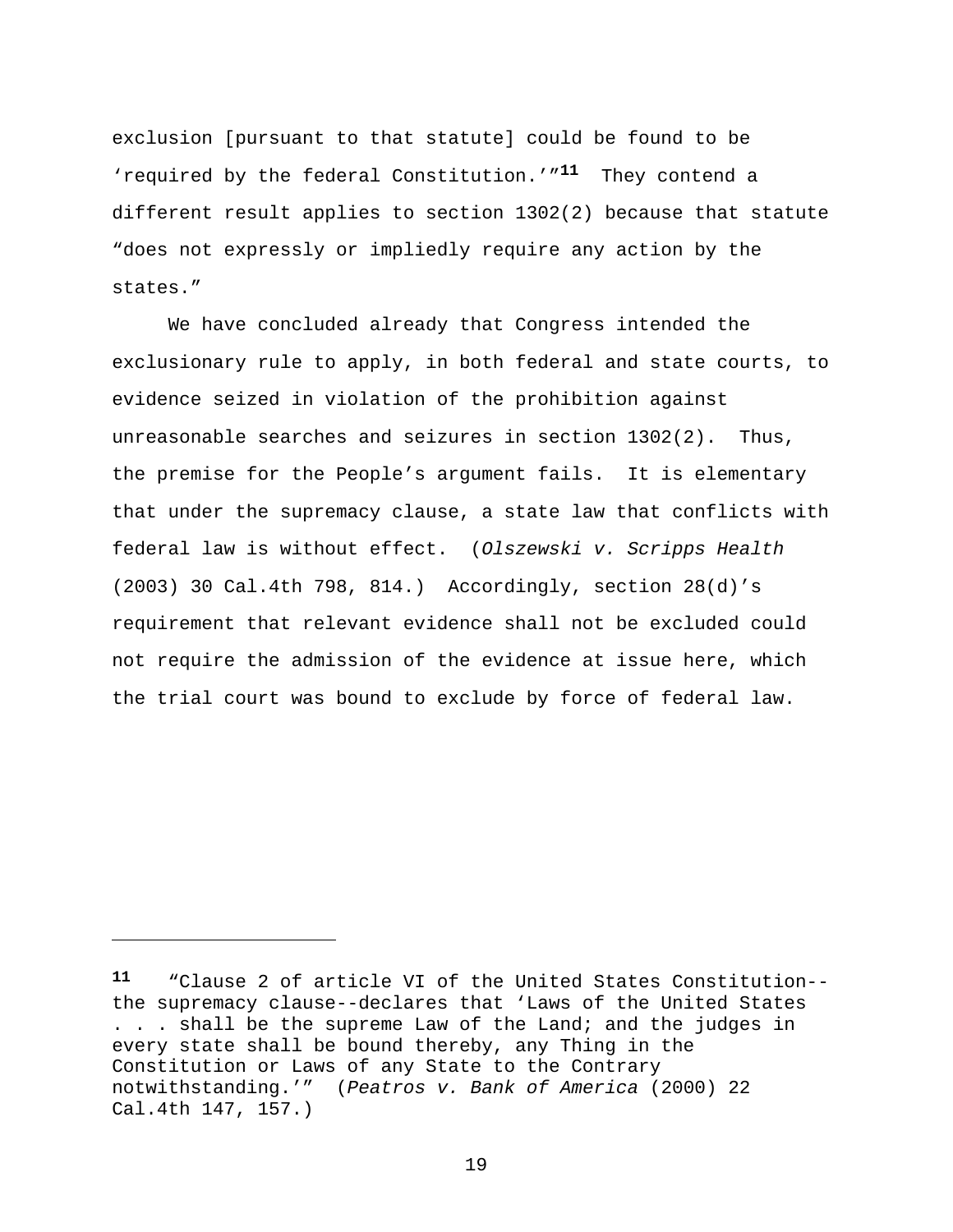exclusion [pursuant to that statute] could be found to be ‘required by the federal Constitution.’”[11] They contend a different result applies to section 1302(2) because that statute “does not expressly or impliedly require any action by the states.”

We have concluded already that Congress intended the exclusionary rule to apply, in both federal and state courts, to evidence seized in violation of the prohibition against unreasonable searches and seizures in section 1302(2). Thus, the premise for the People’s argument fails. It is elementary that under the supremacy clause, a state law that conflicts with federal law is without effect. (*Olszewski v. Scripps Health* (2003) 30 Cal.4th 798, 814.) Accordingly, section 28(d)’s requirement that relevant evidence shall not be excluded could not require the admission of the evidence at issue here, which the trial court was bound to exclude by force of federal law.

---

[11] “Clause 2 of article VI of the United States Constitution--the supremacy clause--declares that ‘Laws of the United States . . . shall be the supreme Law of the Land; and the judges in every state shall be bound thereby, any Thing in the Constitution or Laws of any State to the Contrary notwithstanding.’” (*Peatros v. Bank of America* (2000) 22 Cal.4th 147, 157.)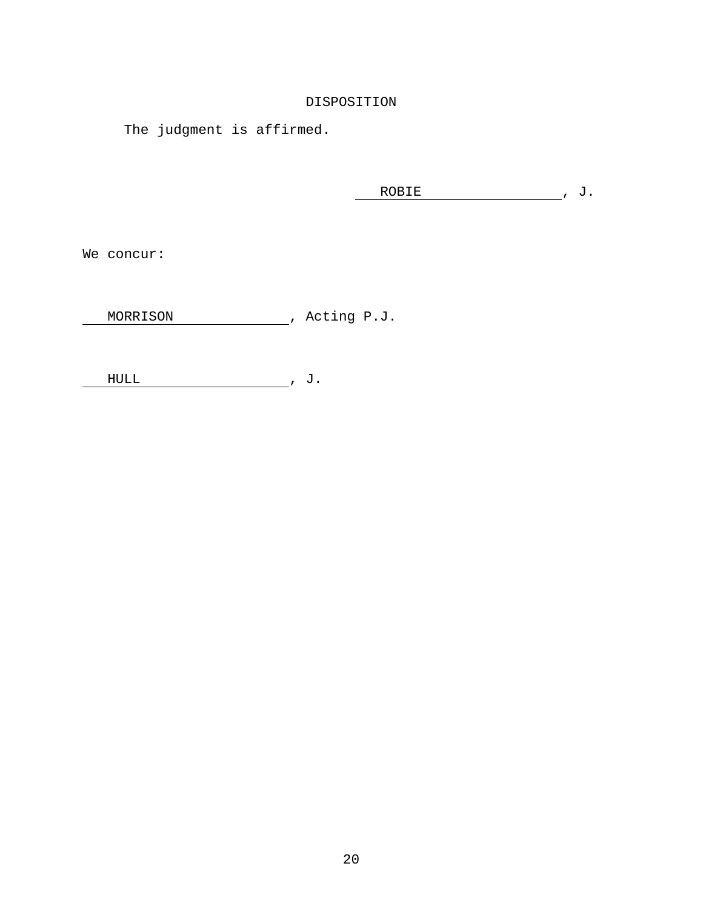## DISPOSITION

The judgment is affirmed.

ROBIE, J.

We concur:

MORRISON, Acting P.J.

HULL, J.